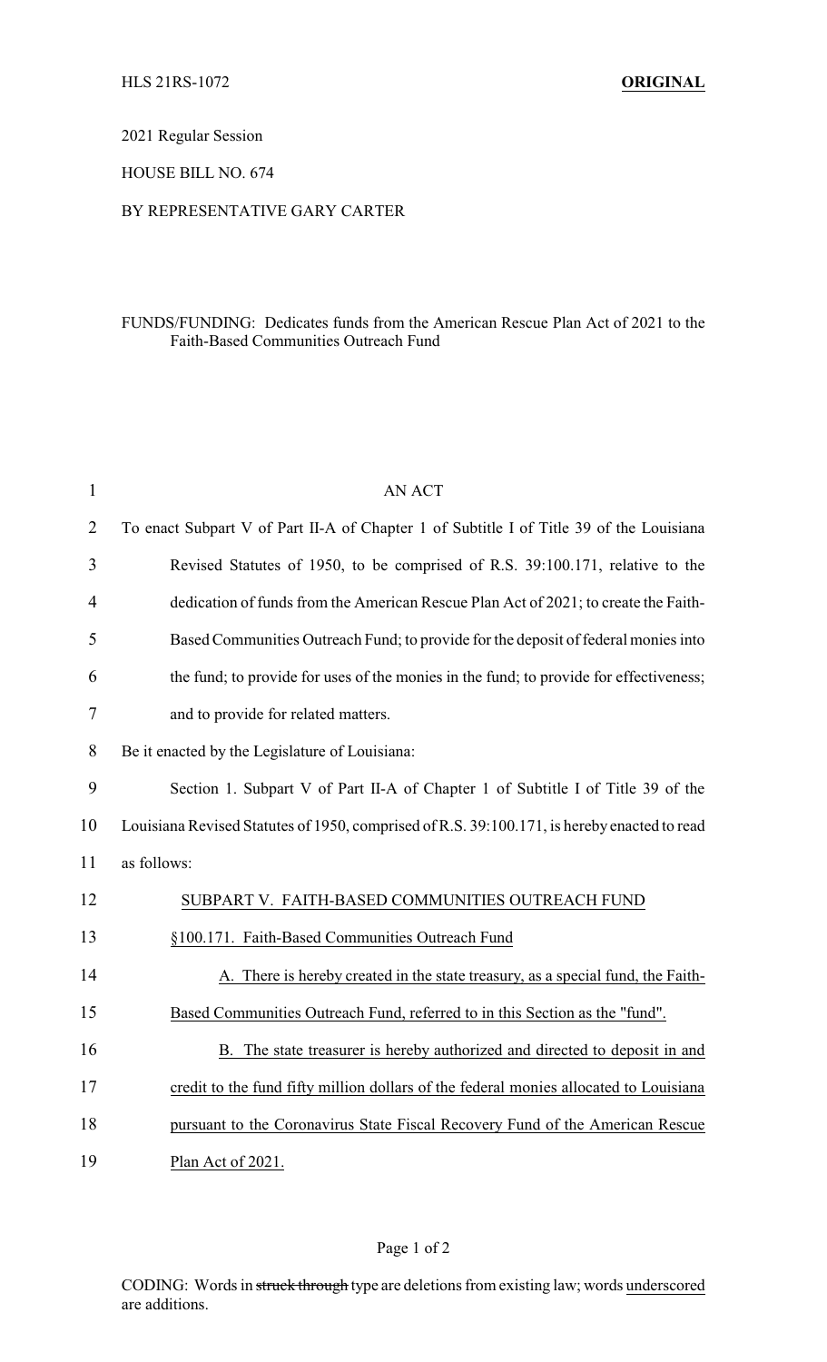HLS 21RS-1072 **ORIGINAL**

2021 Regular Session

HOUSE BILL NO. 674

BY REPRESENTATIVE GARY CARTER

FUNDS/FUNDING: Dedicates funds from the American Rescue Plan Act of 2021 to the Faith-Based Communities Outreach Fund

AN ACT

To enact Subpart V of Part II-A of Chapter 1 of Subtitle I of Title 39 of the Louisiana Revised Statutes of 1950, to be comprised of R.S. 39:100.171, relative to the dedication of funds from the American Rescue Plan Act of 2021; to create the Faith-Based Communities Outreach Fund; to provide for the deposit of federal monies into the fund; to provide for uses of the monies in the fund; to provide for effectiveness; and to provide for related matters.

Be it enacted by the Legislature of Louisiana:

Section 1. Subpart V of Part II-A of Chapter 1 of Subtitle I of Title 39 of the Louisiana Revised Statutes of 1950, comprised of R.S. 39:100.171, is hereby enacted to read as follows:

SUBPART V. FAITH-BASED COMMUNITIES OUTREACH FUND

§100.171. Faith-Based Communities Outreach Fund

A. There is hereby created in the state treasury, as a special fund, the Faith-Based Communities Outreach Fund, referred to in this Section as the "fund".

B. The state treasurer is hereby authorized and directed to deposit in and credit to the fund fifty million dollars of the federal monies allocated to Louisiana pursuant to the Coronavirus State Fiscal Recovery Fund of the American Rescue Plan Act of 2021.

CODING: Words in ~~struck through~~ type are deletions from existing law; words underscored are additions.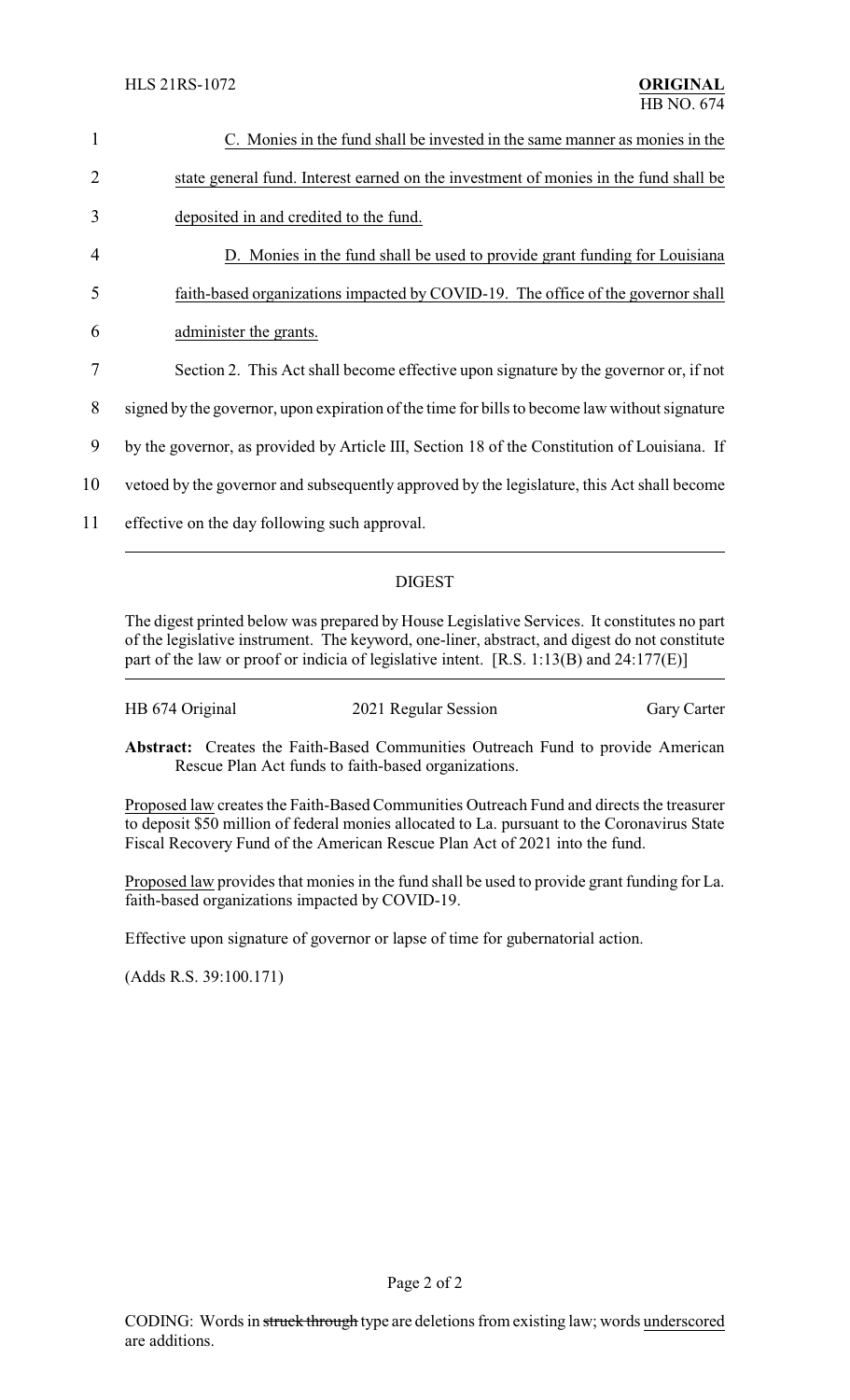C. Monies in the fund shall be invested in the same manner as monies in the state general fund. Interest earned on the investment of monies in the fund shall be deposited in and credited to the fund.

D. Monies in the fund shall be used to provide grant funding for Louisiana faith-based organizations impacted by COVID-19. The office of the governor shall administer the grants.

Section 2. This Act shall become effective upon signature by the governor or, if not signed by the governor, upon expiration of the time for bills to become law without signature by the governor, as provided by Article III, Section 18 of the Constitution of Louisiana. If vetoed by the governor and subsequently approved by the legislature, this Act shall become effective on the day following such approval.

## DIGEST

The digest printed below was prepared by House Legislative Services. It constitutes no part of the legislative instrument. The keyword, one-liner, abstract, and digest do not constitute part of the law or proof or indicia of legislative intent. [R.S. 1:13(B) and 24:177(E)]

HB 674 Original | 2021 Regular Session | Gary Carter

**Abstract:** Creates the Faith-Based Communities Outreach Fund to provide American Rescue Plan Act funds to faith-based organizations.

Proposed law creates the Faith-Based Communities Outreach Fund and directs the treasurer to deposit $50 million of federal monies allocated to La. pursuant to the Coronavirus State Fiscal Recovery Fund of the American Rescue Plan Act of 2021 into the fund.

Proposed law provides that monies in the fund shall be used to provide grant funding for La. faith-based organizations impacted by COVID-19.

Effective upon signature of governor or lapse of time for gubernatorial action.

(Adds R.S. 39:100.171)

CODING: Words in ~~struck through~~ type are deletions from existing law; words underscored are additions.